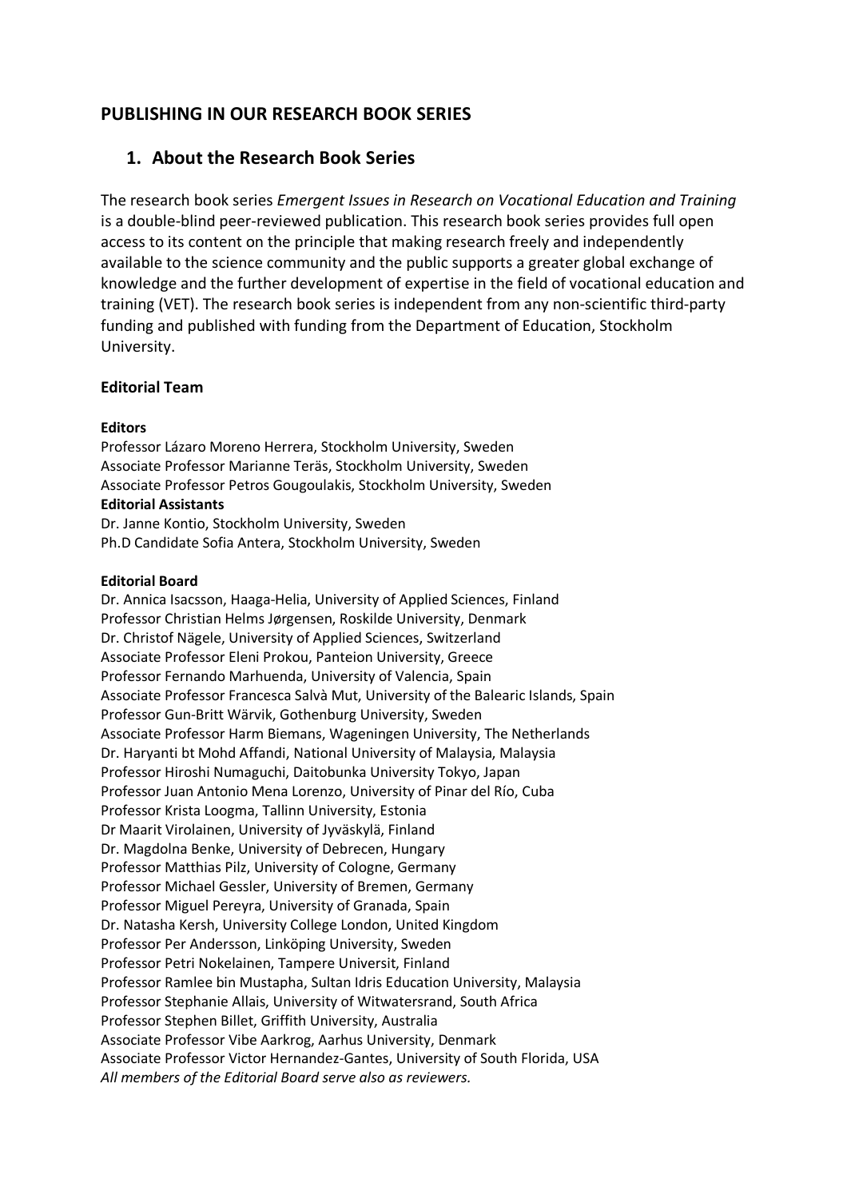# PUBLISHING IN OUR RESEARCH BOOK SERIES

## 1. About the Research Book Series

The research book series *Emergent Issues in Research on Vocational Education and Training* is a double-blind peer-reviewed publication. This research book series provides full open access to its content on the principle that making research freely and independently available to the science community and the public supports a greater global exchange of knowledge and the further development of expertise in the field of vocational education and training (VET). The research book series is independent from any non-scientific third-party funding and published with funding from the Department of Education, Stockholm University.

### Editorial Team

**Editors**
Professor Lázaro Moreno Herrera, Stockholm University, Sweden
Associate Professor Marianne Teräs, Stockholm University, Sweden
Associate Professor Petros Gougoulakis, Stockholm University, Sweden
**Editorial Assistants**
Dr. Janne Kontio, Stockholm University, Sweden
Ph.D Candidate Sofia Antera, Stockholm University, Sweden

**Editorial Board**
Dr. Annica Isacsson, Haaga-Helia, University of Applied Sciences, Finland
Professor Christian Helms Jørgensen, Roskilde University, Denmark
Dr. Christof Nägele, University of Applied Sciences, Switzerland
Associate Professor Eleni Prokou, Panteion University, Greece
Professor Fernando Marhuenda, University of Valencia, Spain
Associate Professor Francesca Salvà Mut, University of the Balearic Islands, Spain
Professor Gun-Britt Wärvik, Gothenburg University, Sweden
Associate Professor Harm Biemans, Wageningen University, The Netherlands
Dr. Haryanti bt Mohd Affandi, National University of Malaysia, Malaysia
Professor Hiroshi Numaguchi, Daitobunka University Tokyo, Japan
Professor Juan Antonio Mena Lorenzo, University of Pinar del Río, Cuba
Professor Krista Loogma, Tallinn University, Estonia
Dr Maarit Virolainen, University of Jyväskylä, Finland
Dr. Magdolna Benke, University of Debrecen, Hungary
Professor Matthias Pilz, University of Cologne, Germany
Professor Michael Gessler, University of Bremen, Germany
Professor Miguel Pereyra, University of Granada, Spain
Dr. Natasha Kersh, University College London, United Kingdom
Professor Per Andersson, Linköping University, Sweden
Professor Petri Nokelainen, Tampere Universit, Finland
Professor Ramlee bin Mustapha, Sultan Idris Education University, Malaysia
Professor Stephanie Allais, University of Witwatersrand, South Africa
Professor Stephen Billet, Griffith University, Australia
Associate Professor Vibe Aarkrog, Aarhus University, Denmark
Associate Professor Victor Hernandez-Gantes, University of South Florida, USA
*All members of the Editorial Board serve also as reviewers.*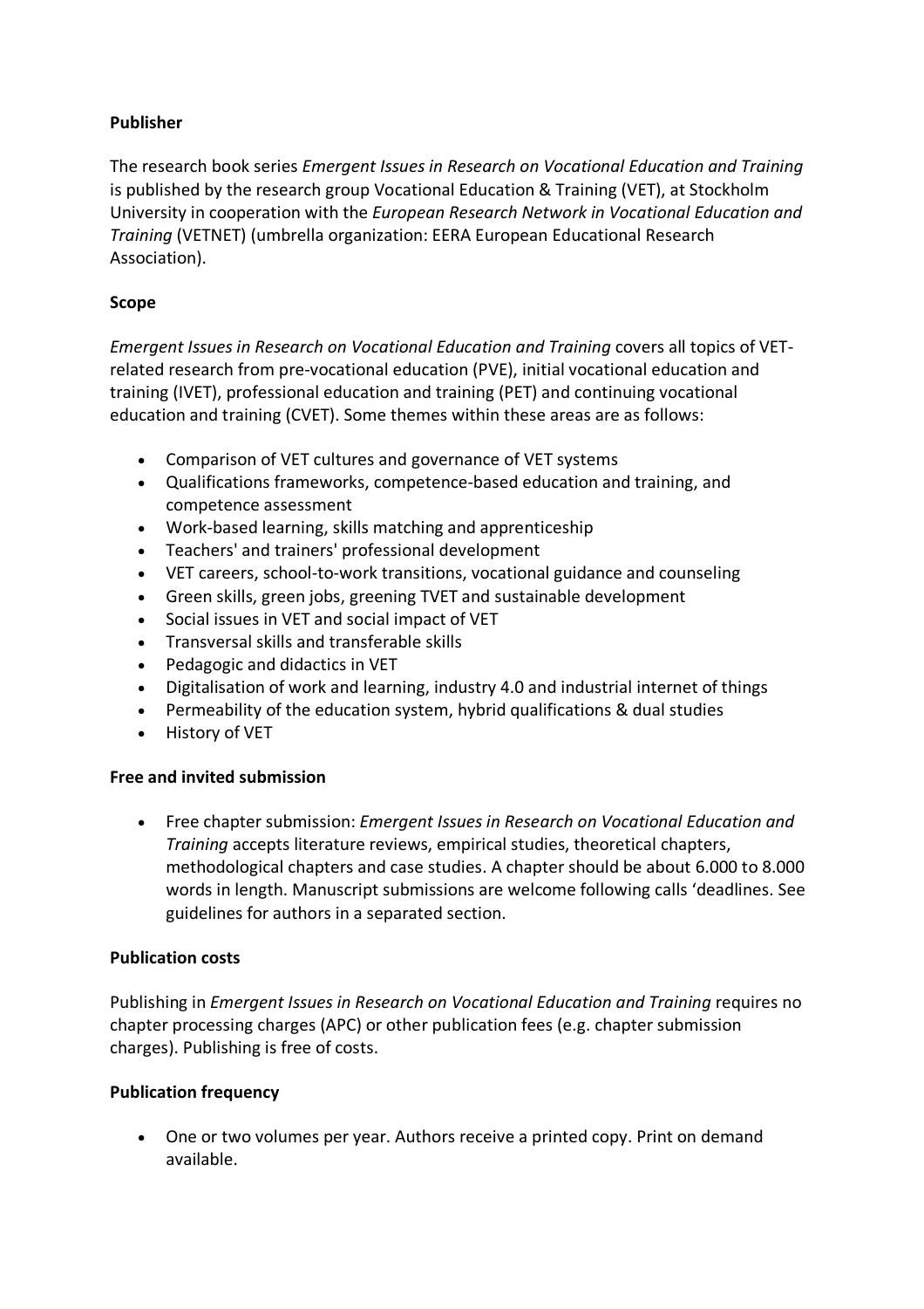**Publisher**

The research book series *Emergent Issues in Research on Vocational Education and Training* is published by the research group Vocational Education & Training (VET), at Stockholm University in cooperation with the *European Research Network in Vocational Education and Training* (VETNET) (umbrella organization: EERA European Educational Research Association).

**Scope**

*Emergent Issues in Research on Vocational Education and Training* covers all topics of VET-related research from pre-vocational education (PVE), initial vocational education and training (IVET), professional education and training (PET) and continuing vocational education and training (CVET). Some themes within these areas are as follows:

- Comparison of VET cultures and governance of VET systems
- Qualifications frameworks, competence-based education and training, and competence assessment
- Work-based learning, skills matching and apprenticeship
- Teachers' and trainers' professional development
- VET careers, school-to-work transitions, vocational guidance and counseling
- Green skills, green jobs, greening TVET and sustainable development
- Social issues in VET and social impact of VET
- Transversal skills and transferable skills
- Pedagogic and didactics in VET
- Digitalisation of work and learning, industry 4.0 and industrial internet of things
- Permeability of the education system, hybrid qualifications & dual studies
- History of VET

**Free and invited submission**

- Free chapter submission: *Emergent Issues in Research on Vocational Education and Training* accepts literature reviews, empirical studies, theoretical chapters, methodological chapters and case studies. A chapter should be about 6.000 to 8.000 words in length. Manuscript submissions are welcome following calls 'deadlines. See guidelines for authors in a separated section.

**Publication costs**

Publishing in *Emergent Issues in Research on Vocational Education and Training* requires no chapter processing charges (APC) or other publication fees (e.g. chapter submission charges). Publishing is free of costs.

**Publication frequency**

- One or two volumes per year. Authors receive a printed copy. Print on demand available.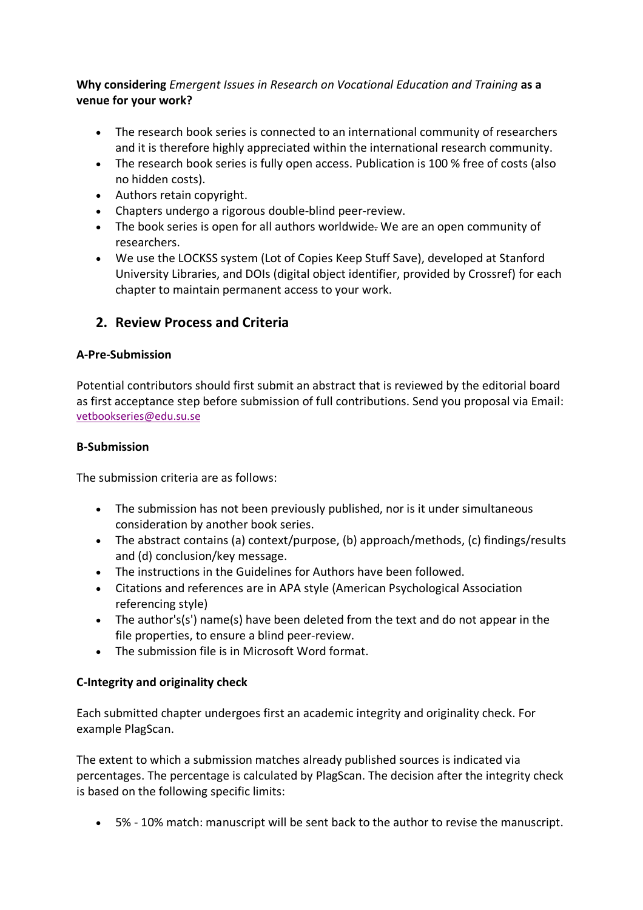**Why considering** *Emergent Issues in Research on Vocational Education and Training* **as a venue for your work?**

- The research book series is connected to an international community of researchers and it is therefore highly appreciated within the international research community.
- The research book series is fully open access. Publication is 100 % free of costs (also no hidden costs).
- Authors retain copyright.
- Chapters undergo a rigorous double-blind peer-review.
- The book series is open for all authors worldwide. We are an open community of researchers.
- We use the LOCKSS system (Lot of Copies Keep Stuff Save), developed at Stanford University Libraries, and DOIs (digital object identifier, provided by Crossref) for each chapter to maintain permanent access to your work.

## 2. Review Process and Criteria

**A-Pre-Submission**

Potential contributors should first submit an abstract that is reviewed by the editorial board as first acceptance step before submission of full contributions. Send you proposal via Email: vetbookseries@edu.su.se

**B-Submission**

The submission criteria are as follows:

- The submission has not been previously published, nor is it under simultaneous consideration by another book series.
- The abstract contains (a) context/purpose, (b) approach/methods, (c) findings/results and (d) conclusion/key message.
- The instructions in the Guidelines for Authors have been followed.
- Citations and references are in APA style (American Psychological Association referencing style)
- The author's(s') name(s) have been deleted from the text and do not appear in the file properties, to ensure a blind peer-review.
- The submission file is in Microsoft Word format.

**C-Integrity and originality check**

Each submitted chapter undergoes first an academic integrity and originality check. For example PlagScan.

The extent to which a submission matches already published sources is indicated via percentages. The percentage is calculated by PlagScan. The decision after the integrity check is based on the following specific limits:

- 5% - 10% match: manuscript will be sent back to the author to revise the manuscript.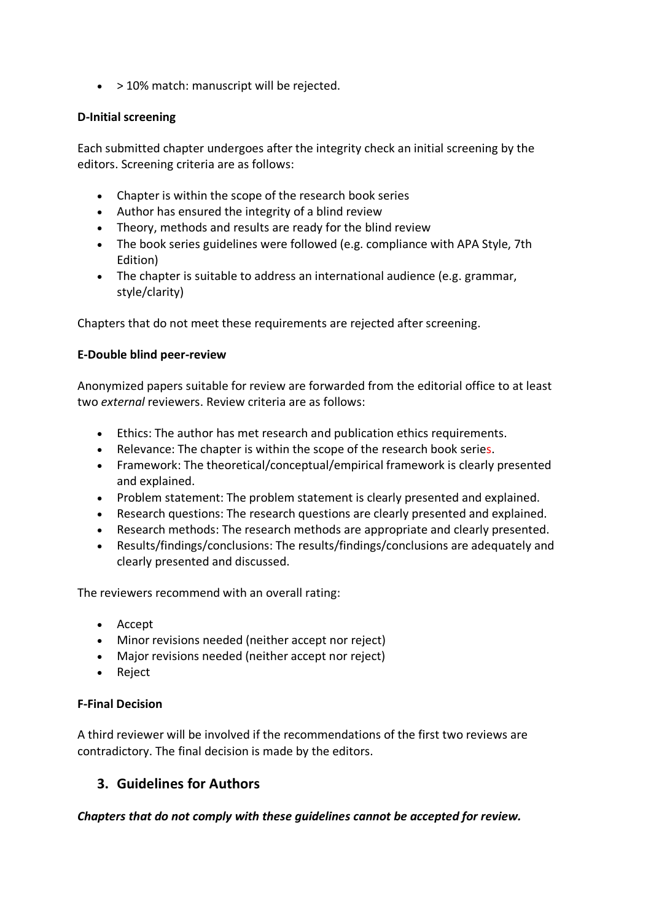- > 10% match: manuscript will be rejected.

**D-Initial screening**

Each submitted chapter undergoes after the integrity check an initial screening by the editors. Screening criteria are as follows:

- Chapter is within the scope of the research book series
- Author has ensured the integrity of a blind review
- Theory, methods and results are ready for the blind review
- The book series guidelines were followed (e.g. compliance with APA Style, 7th Edition)
- The chapter is suitable to address an international audience (e.g. grammar, style/clarity)

Chapters that do not meet these requirements are rejected after screening.

**E-Double blind peer-review**

Anonymized papers suitable for review are forwarded from the editorial office to at least two *external* reviewers. Review criteria are as follows:

- Ethics: The author has met research and publication ethics requirements.
- Relevance: The chapter is within the scope of the research book series.
- Framework: The theoretical/conceptual/empirical framework is clearly presented and explained.
- Problem statement: The problem statement is clearly presented and explained.
- Research questions: The research questions are clearly presented and explained.
- Research methods: The research methods are appropriate and clearly presented.
- Results/findings/conclusions: The results/findings/conclusions are adequately and clearly presented and discussed.

The reviewers recommend with an overall rating:

- Accept
- Minor revisions needed (neither accept nor reject)
- Major revisions needed (neither accept nor reject)
- Reject

**F-Final Decision**

A third reviewer will be involved if the recommendations of the first two reviews are contradictory. The final decision is made by the editors.

## 3. Guidelines for Authors

***Chapters that do not comply with these guidelines cannot be accepted for review.***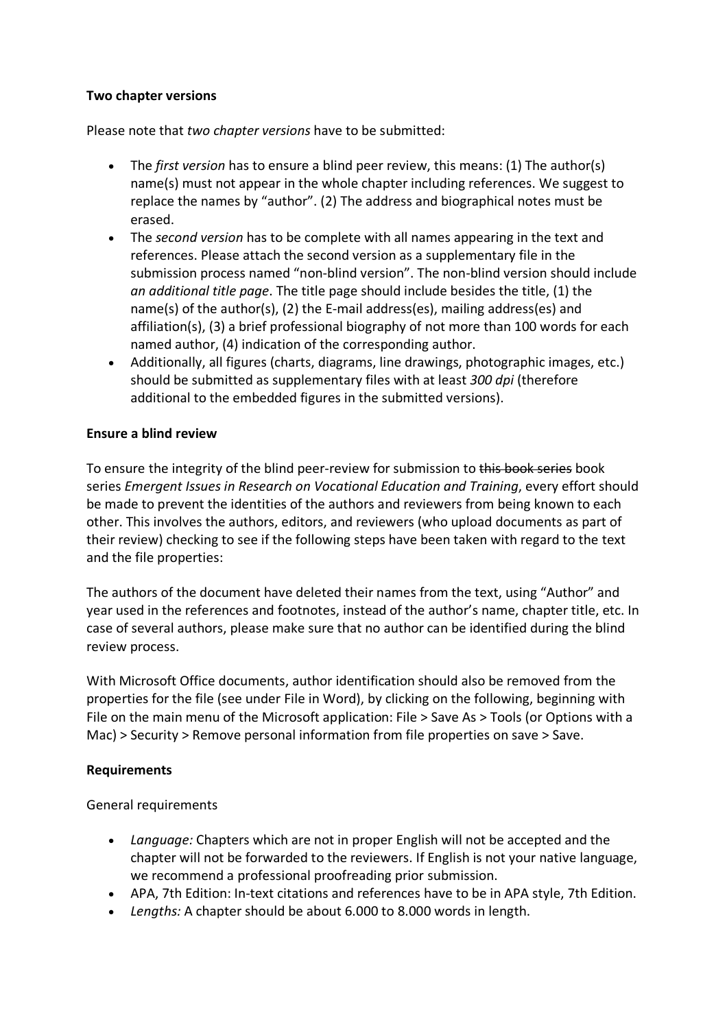**Two chapter versions**

Please note that *two chapter versions* have to be submitted:

- The *first version* has to ensure a blind peer review, this means: (1) The author(s) name(s) must not appear in the whole chapter including references. We suggest to replace the names by "author". (2) The address and biographical notes must be erased.
- The *second version* has to be complete with all names appearing in the text and references. Please attach the second version as a supplementary file in the submission process named "non-blind version". The non-blind version should include *an additional title page*. The title page should include besides the title, (1) the name(s) of the author(s), (2) the E-mail address(es), mailing address(es) and affiliation(s), (3) a brief professional biography of not more than 100 words for each named author, (4) indication of the corresponding author.
- Additionally, all figures (charts, diagrams, line drawings, photographic images, etc.) should be submitted as supplementary files with at least *300 dpi* (therefore additional to the embedded figures in the submitted versions).

**Ensure a blind review**

To ensure the integrity of the blind peer-review for submission to ~~this book series~~ book series *Emergent Issues in Research on Vocational Education and Training*, every effort should be made to prevent the identities of the authors and reviewers from being known to each other. This involves the authors, editors, and reviewers (who upload documents as part of their review) checking to see if the following steps have been taken with regard to the text and the file properties:

The authors of the document have deleted their names from the text, using "Author" and year used in the references and footnotes, instead of the author's name, chapter title, etc. In case of several authors, please make sure that no author can be identified during the blind review process.

With Microsoft Office documents, author identification should also be removed from the properties for the file (see under File in Word), by clicking on the following, beginning with File on the main menu of the Microsoft application: File > Save As > Tools (or Options with a Mac) > Security > Remove personal information from file properties on save > Save.

**Requirements**

General requirements

- *Language:* Chapters which are not in proper English will not be accepted and the chapter will not be forwarded to the reviewers. If English is not your native language, we recommend a professional proofreading prior submission.
- APA, 7th Edition: In-text citations and references have to be in APA style, 7th Edition.
- *Lengths:* A chapter should be about 6.000 to 8.000 words in length.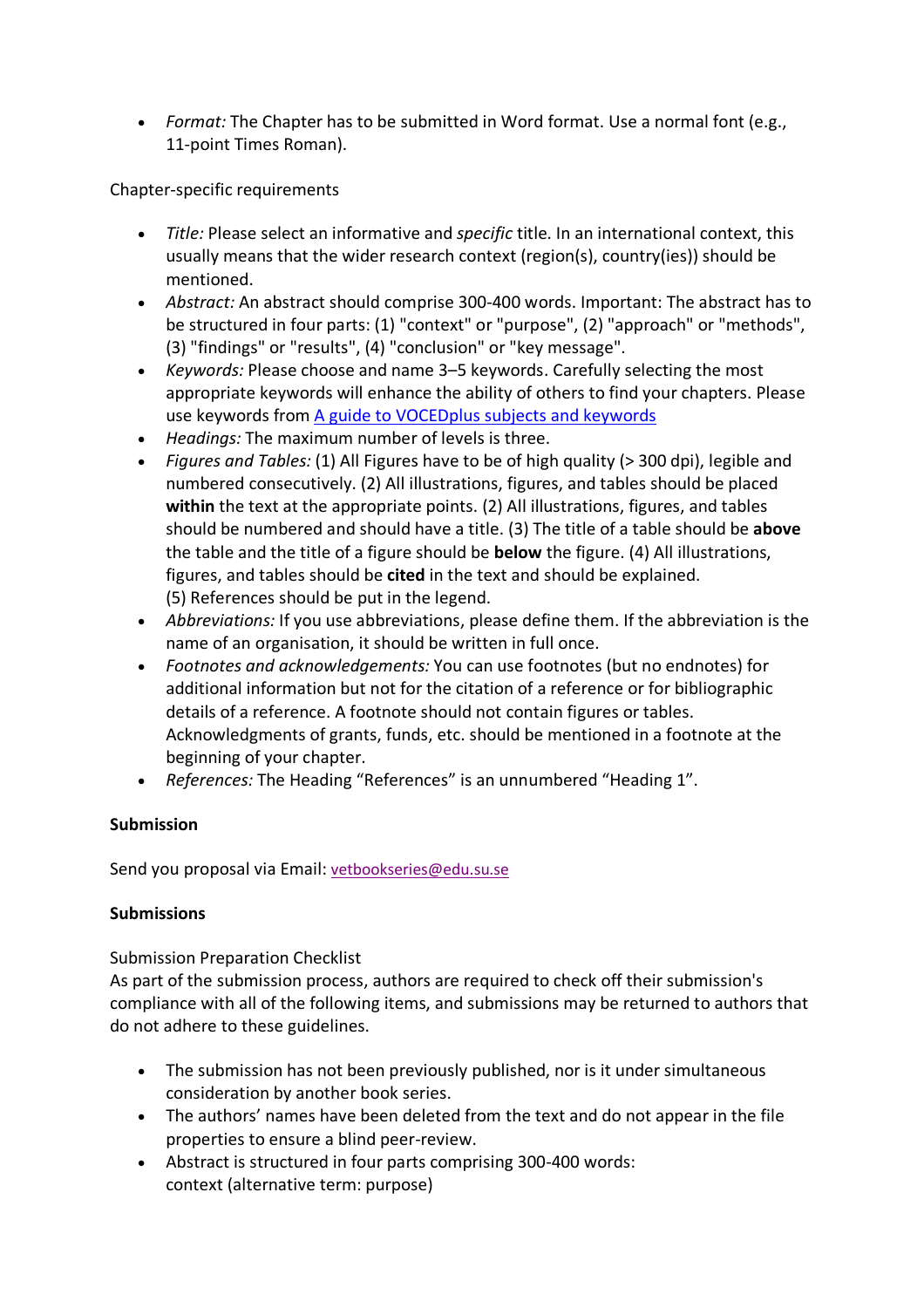- *Format:* The Chapter has to be submitted in Word format. Use a normal font (e.g., 11-point Times Roman).

Chapter-specific requirements

- *Title:* Please select an informative and *specific* title. In an international context, this usually means that the wider research context (region(s), country(ies)) should be mentioned.
- *Abstract:* An abstract should comprise 300-400 words. Important: The abstract has to be structured in four parts: (1) "context" or "purpose", (2) "approach" or "methods", (3) "findings" or "results", (4) "conclusion" or "key message".
- *Keywords:* Please choose and name 3–5 keywords. Carefully selecting the most appropriate keywords will enhance the ability of others to find your chapters. Please use keywords from [A guide to VOCEDplus subjects and keywords]
- *Headings:* The maximum number of levels is three.
- *Figures and Tables:* (1) All Figures have to be of high quality (> 300 dpi), legible and numbered consecutively. (2) All illustrations, figures, and tables should be placed **within** the text at the appropriate points. (2) All illustrations, figures, and tables should be numbered and should have a title. (3) The title of a table should be **above** the table and the title of a figure should be **below** the figure. (4) All illustrations, figures, and tables should be **cited** in the text and should be explained. (5) References should be put in the legend.
- *Abbreviations:* If you use abbreviations, please define them. If the abbreviation is the name of an organisation, it should be written in full once.
- *Footnotes and acknowledgements:* You can use footnotes (but no endnotes) for additional information but not for the citation of a reference or for bibliographic details of a reference. A footnote should not contain figures or tables. Acknowledgments of grants, funds, etc. should be mentioned in a footnote at the beginning of your chapter.
- *References:* The Heading "References" is an unnumbered "Heading 1".

**Submission**

Send you proposal via Email: vetbookseries@edu.su.se

**Submissions**

Submission Preparation Checklist
As part of the submission process, authors are required to check off their submission's compliance with all of the following items, and submissions may be returned to authors that do not adhere to these guidelines.

- The submission has not been previously published, nor is it under simultaneous consideration by another book series.
- The authors' names have been deleted from the text and do not appear in the file properties to ensure a blind peer-review.
- Abstract is structured in four parts comprising 300-400 words:
  context (alternative term: purpose)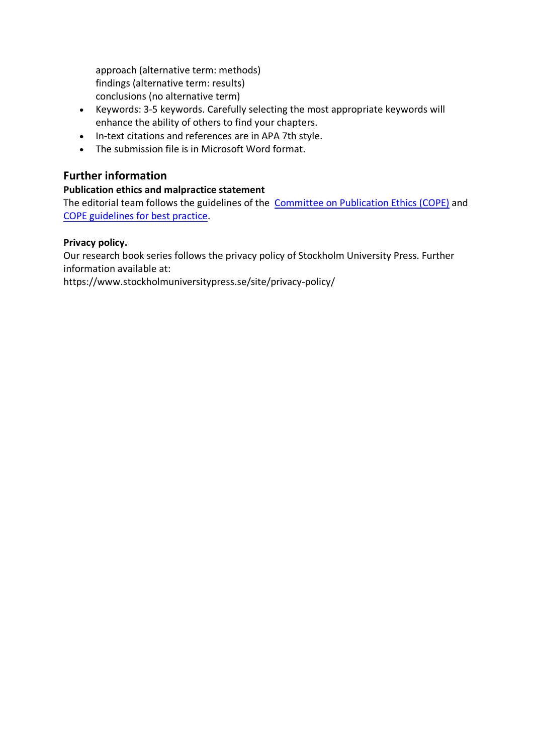approach (alternative term: methods)
findings (alternative term: results)
conclusions (no alternative term)

- Keywords: 3-5 keywords. Carefully selecting the most appropriate keywords will enhance the ability of others to find your chapters.
- In-text citations and references are in APA 7th style.
- The submission file is in Microsoft Word format.

## Further information

**Publication ethics and malpractice statement**

The editorial team follows the guidelines of the Committee on Publication Ethics (COPE) and COPE guidelines for best practice.

**Privacy policy.**

Our research book series follows the privacy policy of Stockholm University Press. Further information available at:
https://www.stockholmuniversitypress.se/site/privacy-policy/